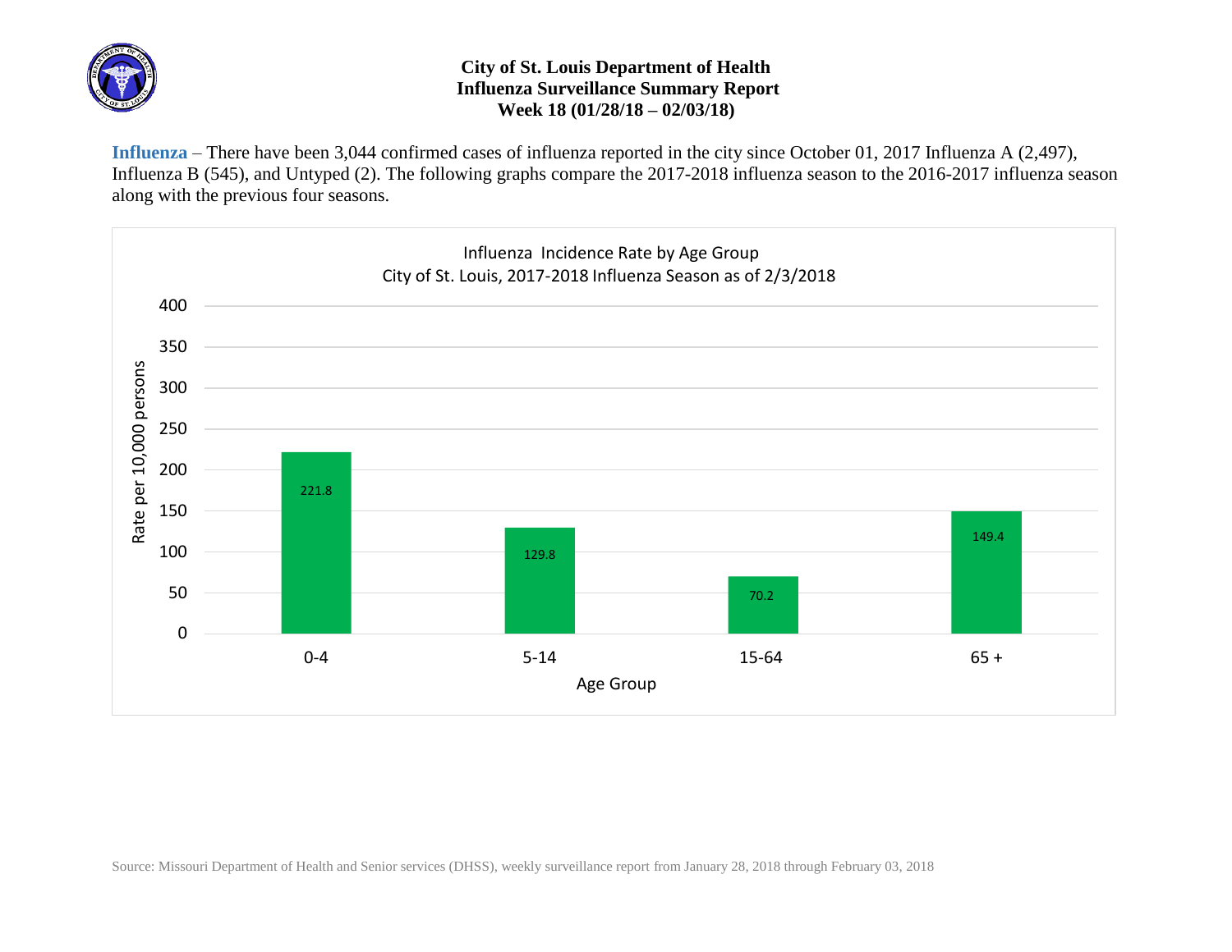# City of St. Louis Department of Health
## Influenza Surveillance Summary Report
### Week 18 (01/28/18 – 02/03/18)

**Influenza** – There have been 3,044 confirmed cases of influenza reported in the city since October 01, 2017 Influenza A (2,497), Influenza B (545), and Untyped (2). The following graphs compare the 2017-2018 influenza season to the 2016-2017 influenza season along with the previous four seasons.

Influenza Incidence Rate by Age Group
City of St. Louis, 2017-2018 Influenza Season as of 2/3/2018

| Age Group | Rate per 10,000 persons |
|---|---|
| 0-4 | 221.8 |
| 5-14 | 129.8 |
| 15-64 | 70.2 |
| 65 + | 149.4 |

Source: Missouri Department of Health and Senior services (DHSS), weekly surveillance report from January 28, 2018 through February 03, 2018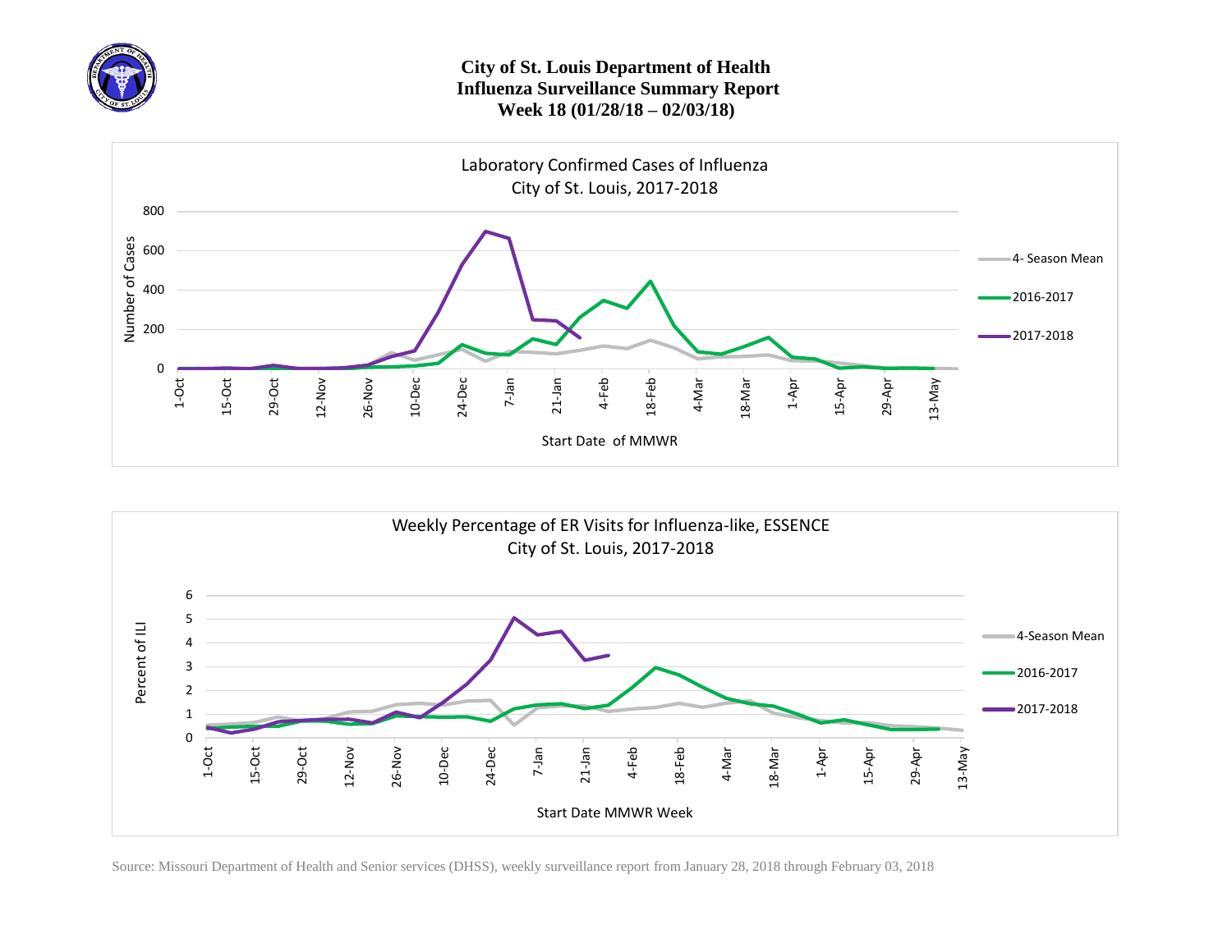**City of St. Louis Department of Health**
**Influenza Surveillance Summary Report**
**Week 18 (01/28/18 – 02/03/18)**

Laboratory Confirmed Cases of Influenza
City of St. Louis, 2017-2018

Number of Cases

800
600
400
200
0

1-Oct
15-Oct
29-Oct
12-Nov
26-Nov
10-Dec
24-Dec
7-Jan
21-Jan
4-Feb
18-Feb
4-Mar
18-Mar
1-Apr
15-Apr
29-Apr
13-May

Start Date of MMWR

4- Season Mean
2016-2017
2017-2018

Weekly Percentage of ER Visits for Influenza-like, ESSENCE
City of St. Louis, 2017-2018

Percent of ILI

6
5
4
3
2
1
0

1-Oct
15-Oct
29-Oct
12-Nov
26-Nov
10-Dec
24-Dec
7-Jan
21-Jan
4-Feb
18-Feb
4-Mar
18-Mar
1-Apr
15-Apr
29-Apr
13-May

Start Date MMWR Week

4-Season Mean
2016-2017
2017-2018

Source: Missouri Department of Health and Senior services (DHSS), weekly surveillance report from January 28, 2018 through February 03, 2018